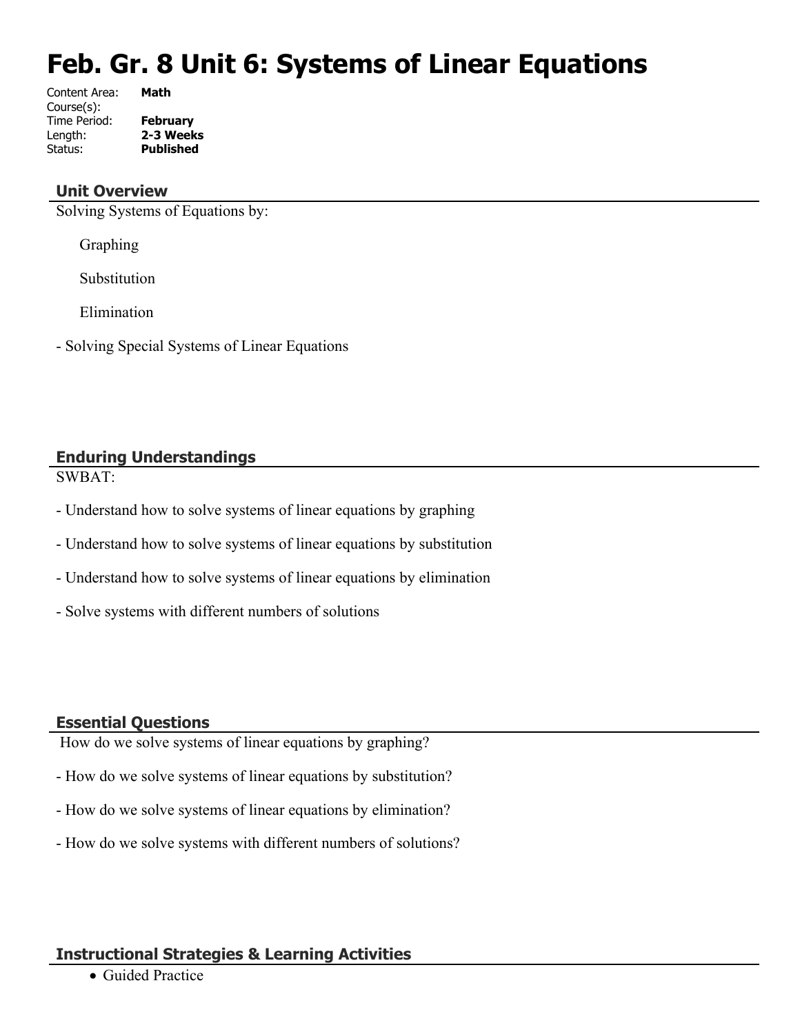# Feb. Gr. 8 Unit 6: Systems of Linear Equations

Content Area: **Math**
Course(s):
Time Period: **February**
Length: **2-3 Weeks**
Status: **Published**

## Unit Overview

Solving Systems of Equations by:

Graphing

Substitution

Elimination

- Solving Special Systems of Linear Equations

## Enduring Understandings

SWBAT:

- Understand how to solve systems of linear equations by graphing
- Understand how to solve systems of linear equations by substitution
- Understand how to solve systems of linear equations by elimination
- Solve systems with different numbers of solutions

## Essential Questions

How do we solve systems of linear equations by graphing?

- How do we solve systems of linear equations by substitution?
- How do we solve systems of linear equations by elimination?
- How do we solve systems with different numbers of solutions?

## Instructional Strategies & Learning Activities

- Guided Practice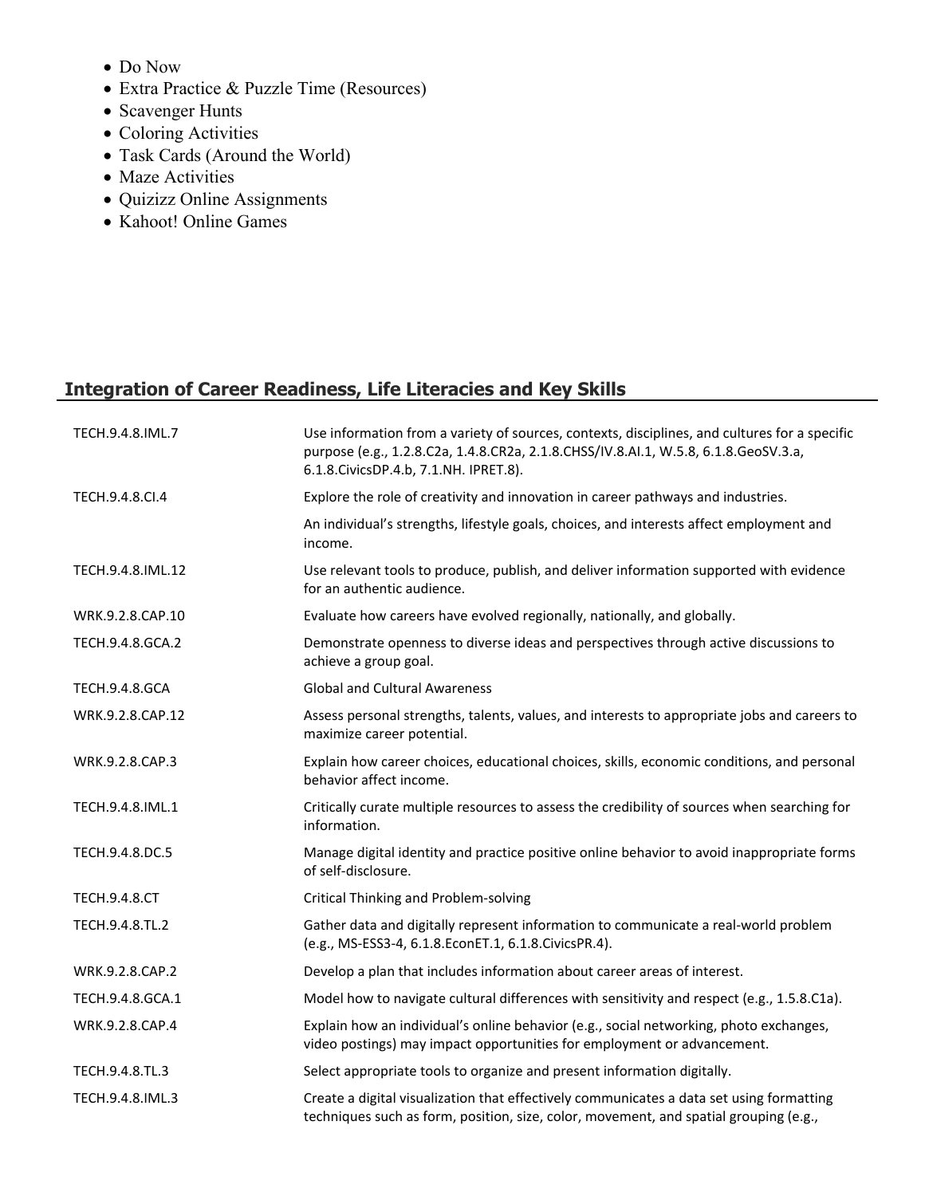- Do Now
- Extra Practice & Puzzle Time (Resources)
- Scavenger Hunts
- Coloring Activities
- Task Cards (Around the World)
- Maze Activities
- Quizizz Online Assignments
- Kahoot! Online Games

## Integration of Career Readiness, Life Literacies and Key Skills

| | |
|---|---|
| TECH.9.4.8.IML.7 | Use information from a variety of sources, contexts, disciplines, and cultures for a specific purpose (e.g., 1.2.8.C2a, 1.4.8.CR2a, 2.1.8.CHSS/IV.8.AI.1, W.5.8, 6.1.8.GeoSV.3.a, 6.1.8.CivicsDP.4.b, 7.1.NH. IPRET.8). |
| TECH.9.4.8.CI.4 | Explore the role of creativity and innovation in career pathways and industries. |
| | An individual's strengths, lifestyle goals, choices, and interests affect employment and income. |
| TECH.9.4.8.IML.12 | Use relevant tools to produce, publish, and deliver information supported with evidence for an authentic audience. |
| WRK.9.2.8.CAP.10 | Evaluate how careers have evolved regionally, nationally, and globally. |
| TECH.9.4.8.GCA.2 | Demonstrate openness to diverse ideas and perspectives through active discussions to achieve a group goal. |
| TECH.9.4.8.GCA | Global and Cultural Awareness |
| WRK.9.2.8.CAP.12 | Assess personal strengths, talents, values, and interests to appropriate jobs and careers to maximize career potential. |
| WRK.9.2.8.CAP.3 | Explain how career choices, educational choices, skills, economic conditions, and personal behavior affect income. |
| TECH.9.4.8.IML.1 | Critically curate multiple resources to assess the credibility of sources when searching for information. |
| TECH.9.4.8.DC.5 | Manage digital identity and practice positive online behavior to avoid inappropriate forms of self-disclosure. |
| TECH.9.4.8.CT | Critical Thinking and Problem-solving |
| TECH.9.4.8.TL.2 | Gather data and digitally represent information to communicate a real-world problem (e.g., MS-ESS3-4, 6.1.8.EconET.1, 6.1.8.CivicsPR.4). |
| WRK.9.2.8.CAP.2 | Develop a plan that includes information about career areas of interest. |
| TECH.9.4.8.GCA.1 | Model how to navigate cultural differences with sensitivity and respect (e.g., 1.5.8.C1a). |
| WRK.9.2.8.CAP.4 | Explain how an individual's online behavior (e.g., social networking, photo exchanges, video postings) may impact opportunities for employment or advancement. |
| TECH.9.4.8.TL.3 | Select appropriate tools to organize and present information digitally. |
| TECH.9.4.8.IML.3 | Create a digital visualization that effectively communicates a data set using formatting techniques such as form, position, size, color, movement, and spatial grouping (e.g., |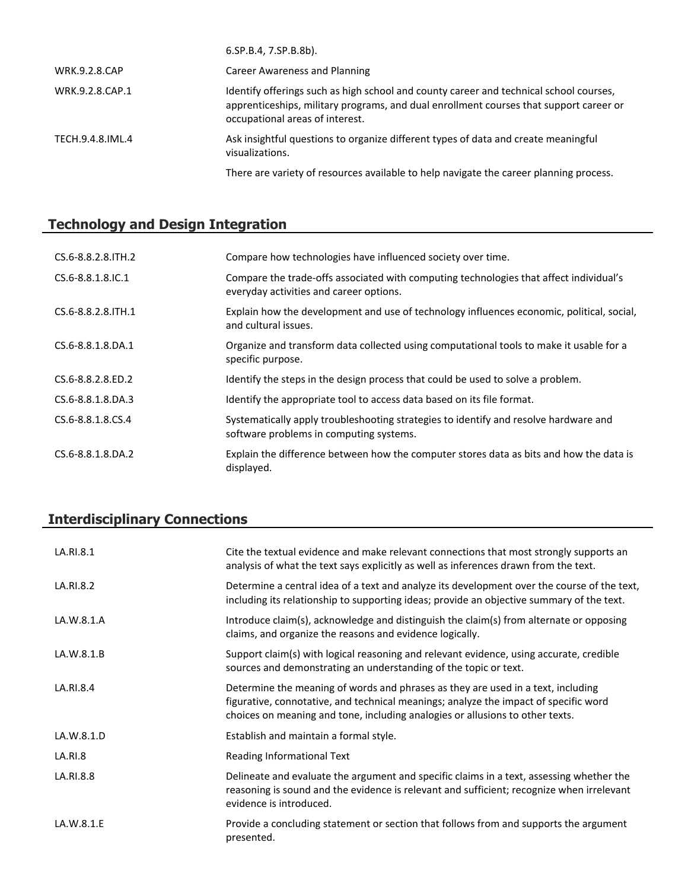| | |
|---|---|
| | 6.SP.B.4, 7.SP.B.8b). |
| WRK.9.2.8.CAP | Career Awareness and Planning |
| WRK.9.2.8.CAP.1 | Identify offerings such as high school and county career and technical school courses, apprenticeships, military programs, and dual enrollment courses that support career or occupational areas of interest. |
| TECH.9.4.8.IML.4 | Ask insightful questions to organize different types of data and create meaningful visualizations. |
| | There are variety of resources available to help navigate the career planning process. |

## Technology and Design Integration

| | |
|---|---|
| CS.6-8.8.2.8.ITH.2 | Compare how technologies have influenced society over time. |
| CS.6-8.8.1.8.IC.1 | Compare the trade-offs associated with computing technologies that affect individual's everyday activities and career options. |
| CS.6-8.8.2.8.ITH.1 | Explain how the development and use of technology influences economic, political, social, and cultural issues. |
| CS.6-8.8.1.8.DA.1 | Organize and transform data collected using computational tools to make it usable for a specific purpose. |
| CS.6-8.8.2.8.ED.2 | Identify the steps in the design process that could be used to solve a problem. |
| CS.6-8.8.1.8.DA.3 | Identify the appropriate tool to access data based on its file format. |
| CS.6-8.8.1.8.CS.4 | Systematically apply troubleshooting strategies to identify and resolve hardware and software problems in computing systems. |
| CS.6-8.8.1.8.DA.2 | Explain the difference between how the computer stores data as bits and how the data is displayed. |

## Interdisciplinary Connections

| | |
|---|---|
| LA.RI.8.1 | Cite the textual evidence and make relevant connections that most strongly supports an analysis of what the text says explicitly as well as inferences drawn from the text. |
| LA.RI.8.2 | Determine a central idea of a text and analyze its development over the course of the text, including its relationship to supporting ideas; provide an objective summary of the text. |
| LA.W.8.1.A | Introduce claim(s), acknowledge and distinguish the claim(s) from alternate or opposing claims, and organize the reasons and evidence logically. |
| LA.W.8.1.B | Support claim(s) with logical reasoning and relevant evidence, using accurate, credible sources and demonstrating an understanding of the topic or text. |
| LA.RI.8.4 | Determine the meaning of words and phrases as they are used in a text, including figurative, connotative, and technical meanings; analyze the impact of specific word choices on meaning and tone, including analogies or allusions to other texts. |
| LA.W.8.1.D | Establish and maintain a formal style. |
| LA.RI.8 | Reading Informational Text |
| LA.RI.8.8 | Delineate and evaluate the argument and specific claims in a text, assessing whether the reasoning is sound and the evidence is relevant and sufficient; recognize when irrelevant evidence is introduced. |
| LA.W.8.1.E | Provide a concluding statement or section that follows from and supports the argument presented. |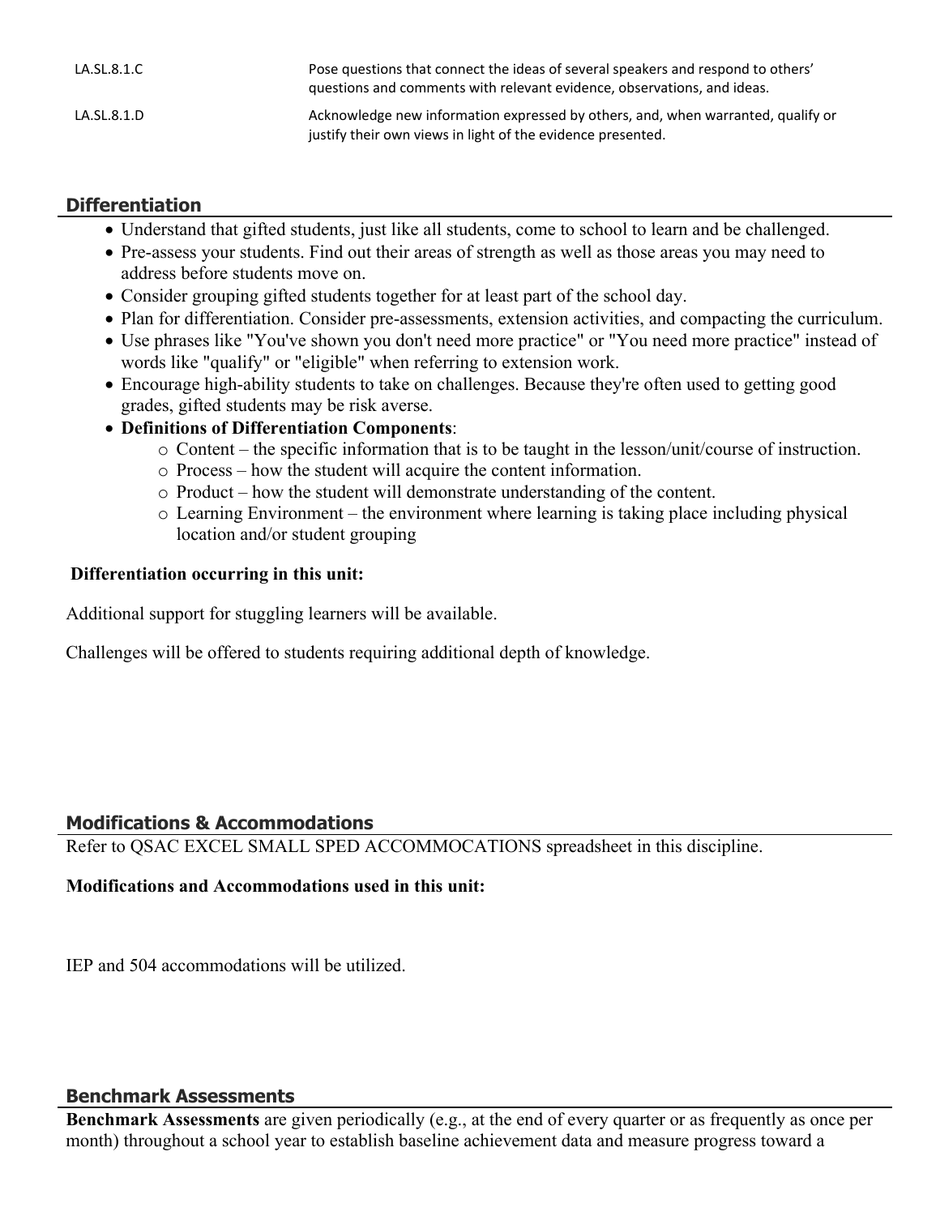| | |
|---|---|
| LA.SL.8.1.C | Pose questions that connect the ideas of several speakers and respond to others' questions and comments with relevant evidence, observations, and ideas. |
| LA.SL.8.1.D | Acknowledge new information expressed by others, and, when warranted, qualify or justify their own views in light of the evidence presented. |

## Differentiation

- Understand that gifted students, just like all students, come to school to learn and be challenged.
- Pre-assess your students. Find out their areas of strength as well as those areas you may need to address before students move on.
- Consider grouping gifted students together for at least part of the school day.
- Plan for differentiation. Consider pre-assessments, extension activities, and compacting the curriculum.
- Use phrases like "You've shown you don't need more practice" or "You need more practice" instead of words like "qualify" or "eligible" when referring to extension work.
- Encourage high-ability students to take on challenges. Because they're often used to getting good grades, gifted students may be risk averse.
- **Definitions of Differentiation Components**:
  - Content – the specific information that is to be taught in the lesson/unit/course of instruction.
  - Process – how the student will acquire the content information.
  - Product – how the student will demonstrate understanding of the content.
  - Learning Environment – the environment where learning is taking place including physical location and/or student grouping

**Differentiation occurring in this unit:**

Additional support for stuggling learners will be available.

Challenges will be offered to students requiring additional depth of knowledge.

## Modifications & Accommodations

Refer to QSAC EXCEL SMALL SPED ACCOMMOCATIONS spreadsheet in this discipline.

**Modifications and Accommodations used in this unit:**

IEP and 504 accommodations will be utilized.

## Benchmark Assessments

**Benchmark Assessments** are given periodically (e.g., at the end of every quarter or as frequently as once per month) throughout a school year to establish baseline achievement data and measure progress toward a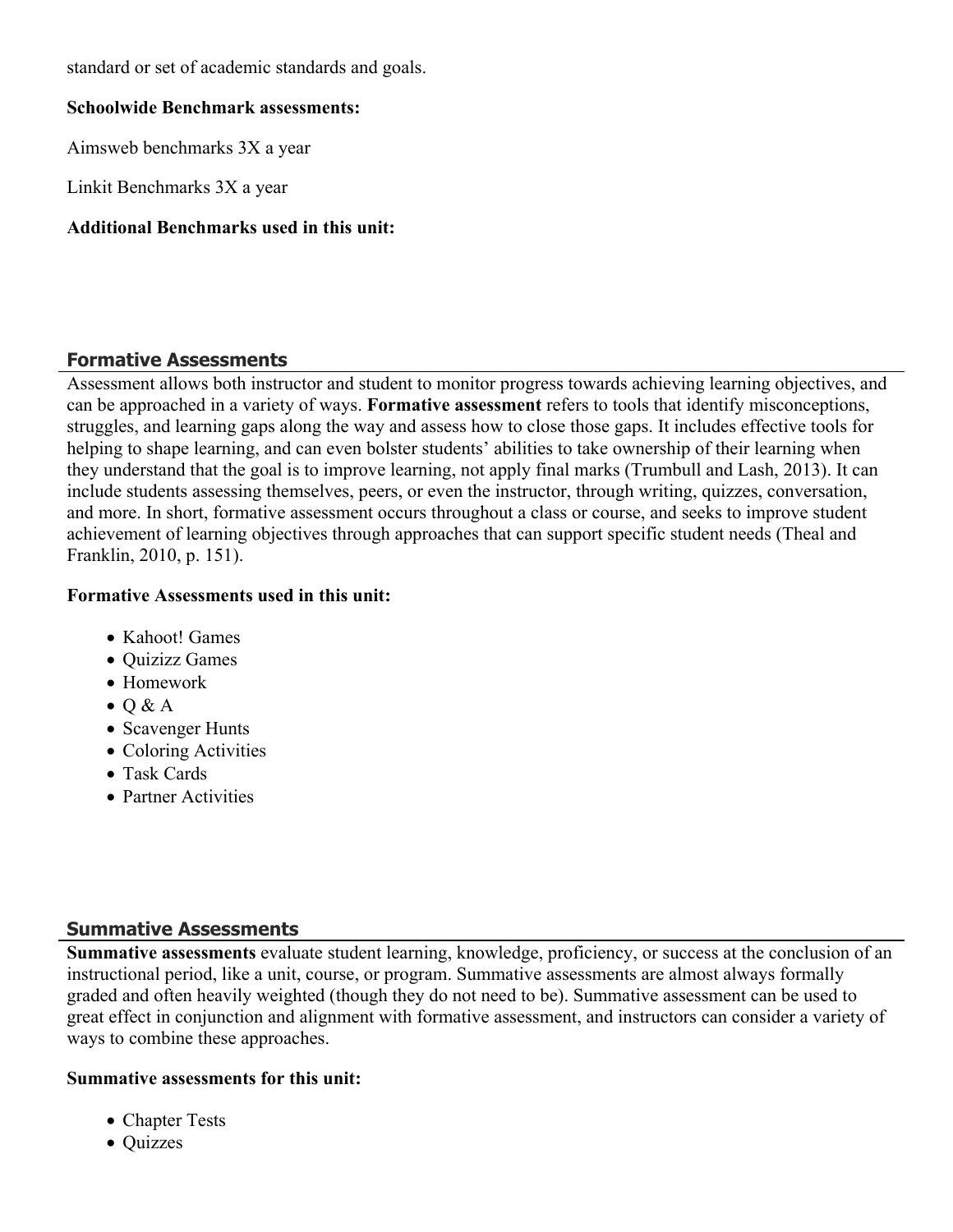standard or set of academic standards and goals.

**Schoolwide Benchmark assessments:**

Aimsweb benchmarks 3X a year

Linkit Benchmarks 3X a year

**Additional Benchmarks used in this unit:**

## Formative Assessments

Assessment allows both instructor and student to monitor progress towards achieving learning objectives, and can be approached in a variety of ways. **Formative assessment** refers to tools that identify misconceptions, struggles, and learning gaps along the way and assess how to close those gaps. It includes effective tools for helping to shape learning, and can even bolster students' abilities to take ownership of their learning when they understand that the goal is to improve learning, not apply final marks (Trumbull and Lash, 2013). It can include students assessing themselves, peers, or even the instructor, through writing, quizzes, conversation, and more. In short, formative assessment occurs throughout a class or course, and seeks to improve student achievement of learning objectives through approaches that can support specific student needs (Theal and Franklin, 2010, p. 151).

**Formative Assessments used in this unit:**

- Kahoot! Games
- Quizizz Games
- Homework
- Q & A
- Scavenger Hunts
- Coloring Activities
- Task Cards
- Partner Activities

## Summative Assessments

**Summative assessments** evaluate student learning, knowledge, proficiency, or success at the conclusion of an instructional period, like a unit, course, or program. Summative assessments are almost always formally graded and often heavily weighted (though they do not need to be). Summative assessment can be used to great effect in conjunction and alignment with formative assessment, and instructors can consider a variety of ways to combine these approaches.

**Summative assessments for this unit:**

- Chapter Tests
- Quizzes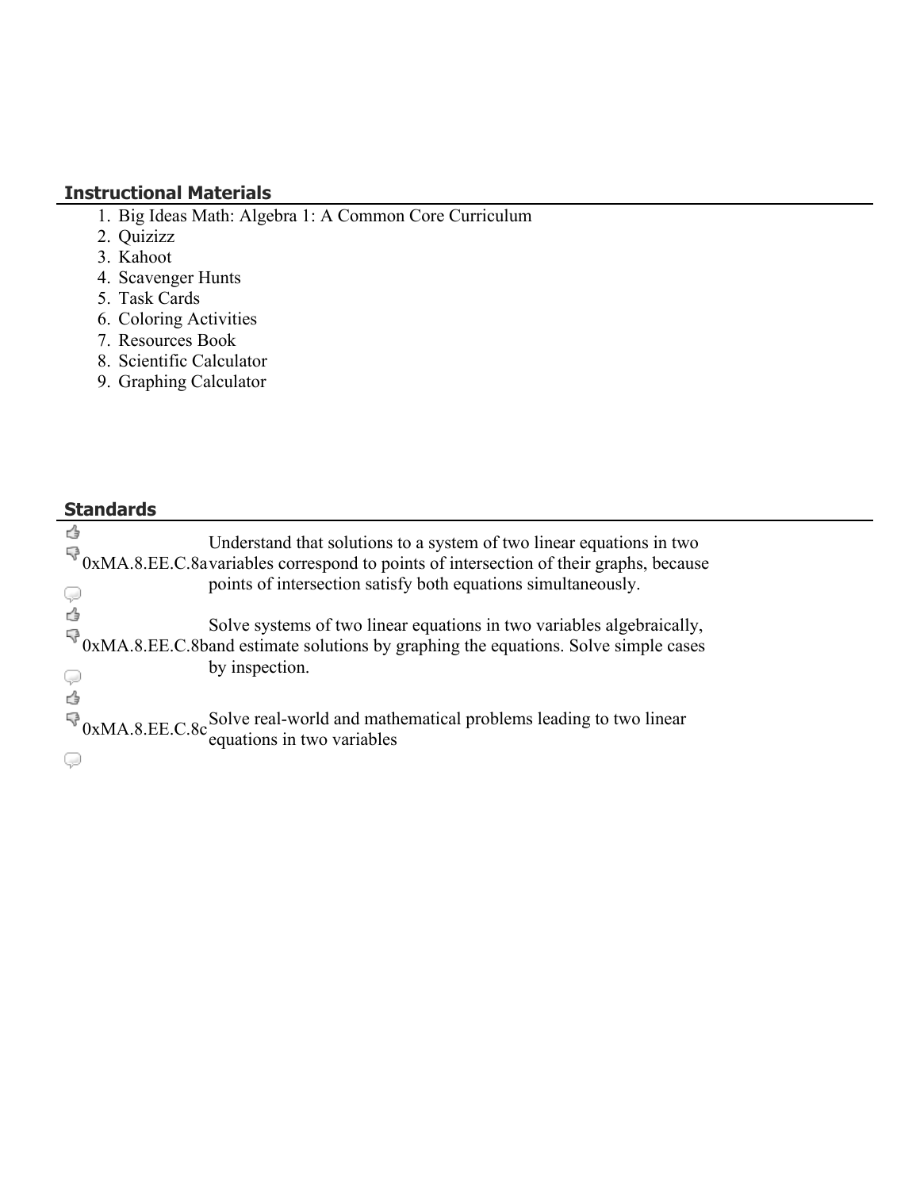## Instructional Materials

1. Big Ideas Math: Algebra 1: A Common Core Curriculum
2. Quizizz
3. Kahoot
4. Scavenger Hunts
5. Task Cards
6. Coloring Activities
7. Resources Book
8. Scientific Calculator
9. Graphing Calculator

## Standards

| | |
|---|---|
| 0xMA.8.EE.C.8a | Understand that solutions to a system of two linear equations in two variables correspond to points of intersection of their graphs, because points of intersection satisfy both equations simultaneously. |
| 0xMA.8.EE.C.8b | Solve systems of two linear equations in two variables algebraically, and estimate solutions by graphing the equations. Solve simple cases by inspection. |
| 0xMA.8.EE.C.8c | Solve real-world and mathematical problems leading to two linear equations in two variables |